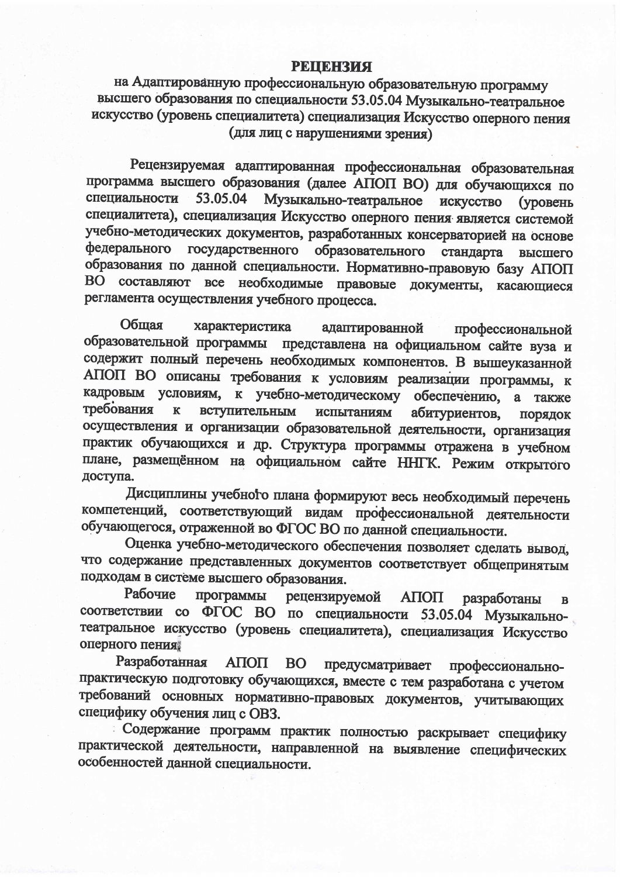# РЕЦЕНЗИЯ

на Адаптированную профессиональную образовательную программу высшего образования по специальности 53.05.04 Музыкально-театральное искусство (уровень специалитета) специализация Искусство оперного пения (для лиц с нарушениями зрения)

Рецензируемая адаптированная профессиональная образовательная программа высшего образования (далее АПОП ВО) для обучающихся по специальности 53.05.04 Музыкально-театральное искусство (уровень специалитета), специализация Искусство оперного пения является системой учебно-методических документов, разработанных консерваторией на основе федерального государственного образовательного стандарта высшего образования по данной специальности. Нормативно-правовую базу АПОП ВО составляют все необходимые правовые документы, касающиеся регламента осуществления учебного процесса.

Общая характеристика адаптированной профессиональной образовательной программы представлена на официальном сайте вуза и содержит полный перечень необходимых компонентов. В вышеуказанной АПОП ВО описаны требования к условиям реализации программы, к кадровым условиям, к учебно-методическому обеспечению, а также требования к вступительным испытаниям абитуриентов, порядок осуществления и организации образовательной деятельности, организация практик обучающихся и др. Структура программы отражена в учебном плане, размещённом на официальном сайте ННГК. Режим открытого доступа.

Дисциплины учебного плана формируют весь необходимый перечень компетенций, соответствующий видам профессиональной деятельности обучающегося, отраженной во ФГОС ВО по данной специальности.

Оценка учебно-методического обеспечения позволяет сделать вывод, что содержание представленных документов соответствует общепринятым подходам в системе высшего образования.

Рабочие программы рецензируемой АПОП разработаны в соответствии со ФГОС ВО по специальности 53.05.04 Музыкально-театральное искусство (уровень специалитета), специализация Искусство оперного пения.

Разработанная АПОП ВО предусматривает профессионально-практическую подготовку обучающихся, вместе с тем разработана с учетом требований основных нормативно-правовых документов, учитывающих специфику обучения лиц с ОВЗ.

Содержание программ практик полностью раскрывает специфику практической деятельности, направленной на выявление специфических особенностей данной специальности.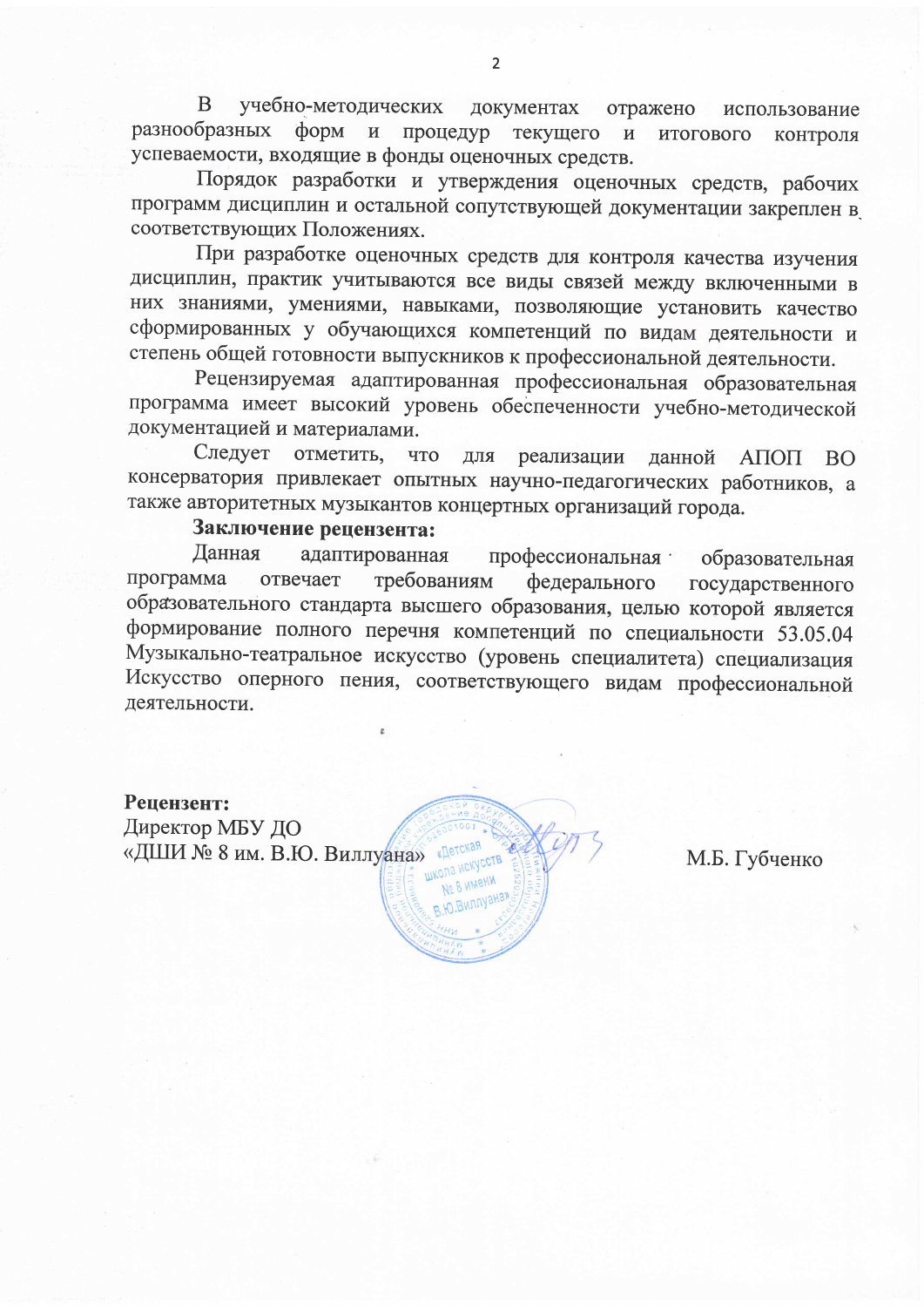В учебно-методических документах отражено использование разнообразных форм и процедур текущего и итогового контроля успеваемости, входящие в фонды оценочных средств.

Порядок разработки и утверждения оценочных средств, рабочих программ дисциплин и остальной сопутствующей документации закреплен в соответствующих Положениях.

При разработке оценочных средств для контроля качества изучения дисциплин, практик учитываются все виды связей между включенными в них знаниями, умениями, навыками, позволяющие установить качество сформированных у обучающихся компетенций по видам деятельности и степень общей готовности выпускников к профессиональной деятельности.

Рецензируемая адаптированная профессиональная образовательная программа имеет высокий уровень обеспеченности учебно-методической документацией и материалами.

Следует отметить, что для реализации данной АПОП ВО консерватория привлекает опытных научно-педагогических работников, а также авторитетных музыкантов концертных организаций города.

**Заключение рецензента:**

Данная адаптированная профессиональная образовательная программа отвечает требованиям федерального государственного образовательного стандарта высшего образования, целью которой является формирование полного перечня компетенций по специальности 53.05.04 Музыкально-театральное искусство (уровень специалитета) специализация Искусство оперного пения, соответствующего видам профессиональной деятельности.

**Рецензент:**
Директор МБУ ДО
«ДШИ № 8 им. В.Ю. Виллуана» М.Б. Губченко